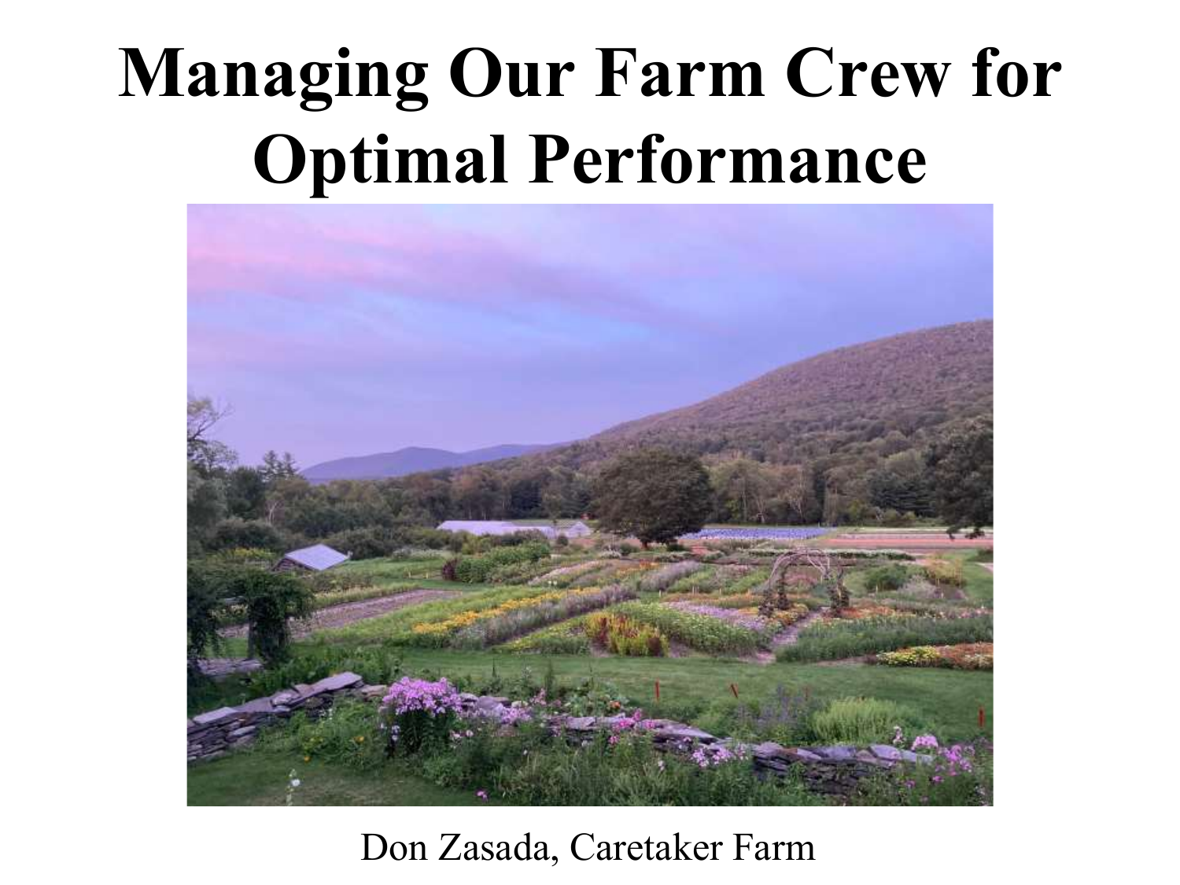# Managing Our Farm Crew for Optimal Performance

Don Zasada, Caretaker Farm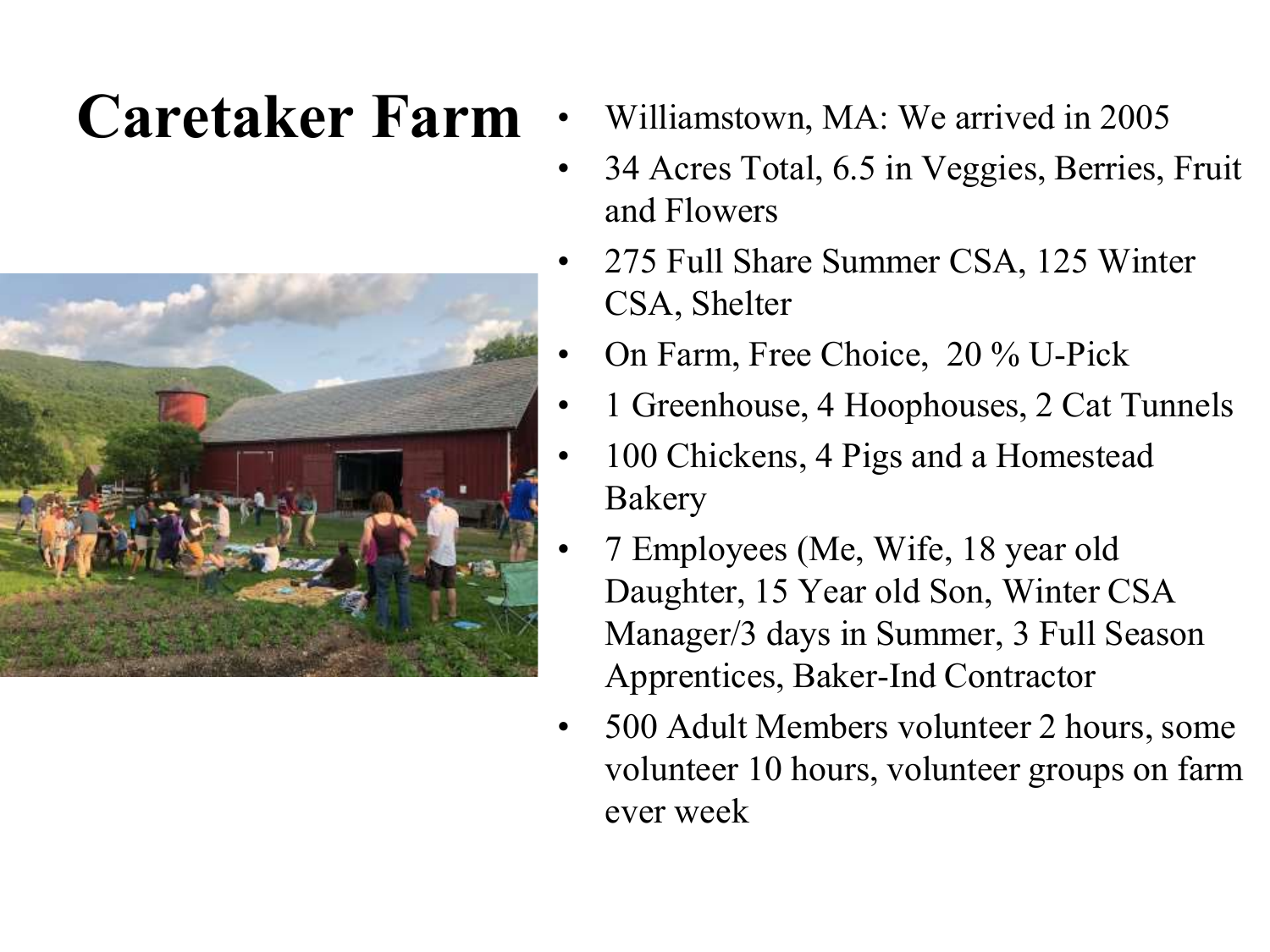# Caretaker Farm

- Williamstown, MA: We arrived in 2005
- 34 Acres Total, 6.5 in Veggies, Berries, Fruit and Flowers
- 275 Full Share Summer CSA, 125 Winter CSA, Shelter
- On Farm, Free Choice, 20 % U-Pick
- 1 Greenhouse, 4 Hoophouses, 2 Cat Tunnels
- 100 Chickens, 4 Pigs and a Homestead Bakery
- 7 Employees (Me, Wife, 18 year old Daughter, 15 Year old Son, Winter CSA Manager/3 days in Summer, 3 Full Season Apprentices, Baker-Ind Contractor
- 500 Adult Members volunteer 2 hours, some volunteer 10 hours, volunteer groups on farm ever week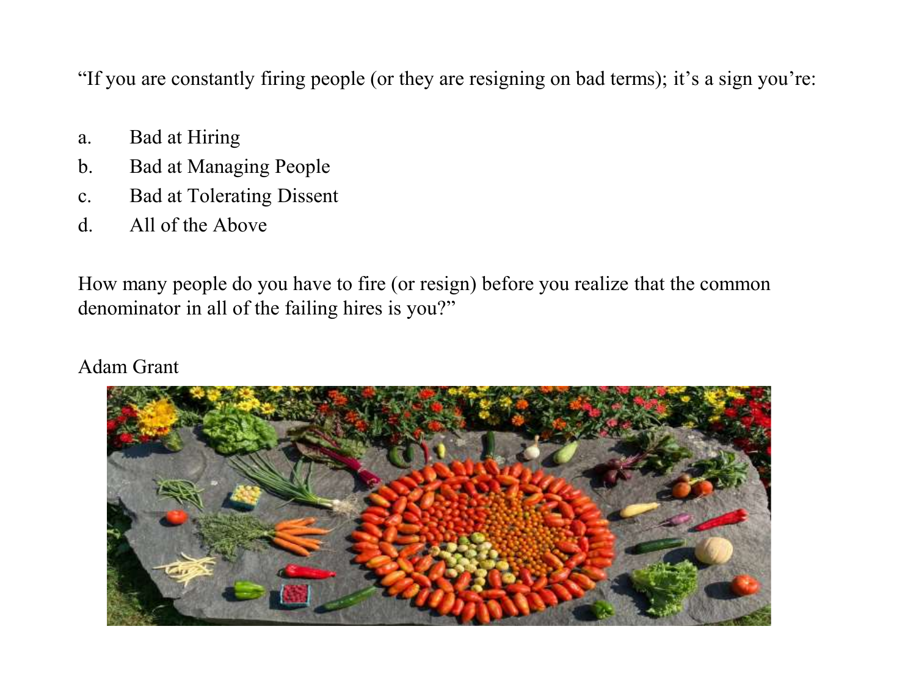"If you are constantly firing people (or they are resigning on bad terms); it's a sign you're:

a. Bad at Hiring
b. Bad at Managing People
c. Bad at Tolerating Dissent
d. All of the Above

How many people do you have to fire (or resign) before you realize that the common denominator in all of the failing hires is you?"

Adam Grant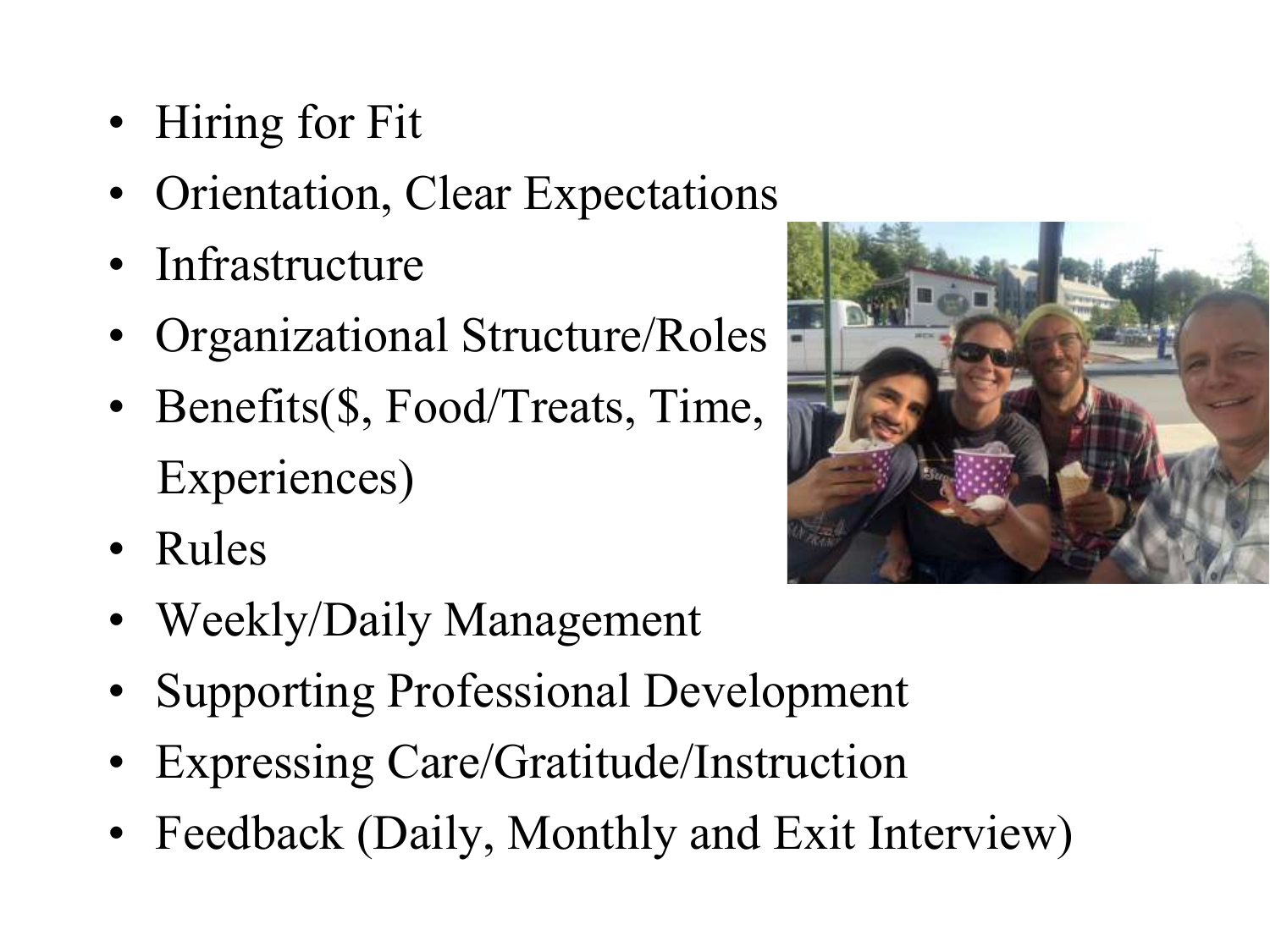- Hiring for Fit
- Orientation, Clear Expectations
- Infrastructure
- Organizational Structure/Roles
- Benefits($, Food/Treats, Time, Experiences)
- Rules
- Weekly/Daily Management
- Supporting Professional Development
- Expressing Care/Gratitude/Instruction
- Feedback (Daily, Monthly and Exit Interview)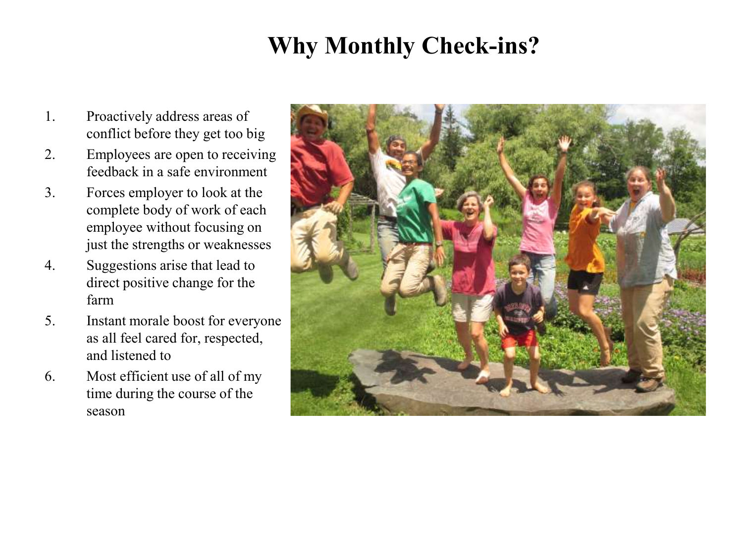# Why Monthly Check-ins?

1. Proactively address areas of conflict before they get too big
2. Employees are open to receiving feedback in a safe environment
3. Forces employer to look at the complete body of work of each employee without focusing on just the strengths or weaknesses
4. Suggestions arise that lead to direct positive change for the farm
5. Instant morale boost for everyone as all feel cared for, respected, and listened to
6. Most efficient use of all of my time during the course of the season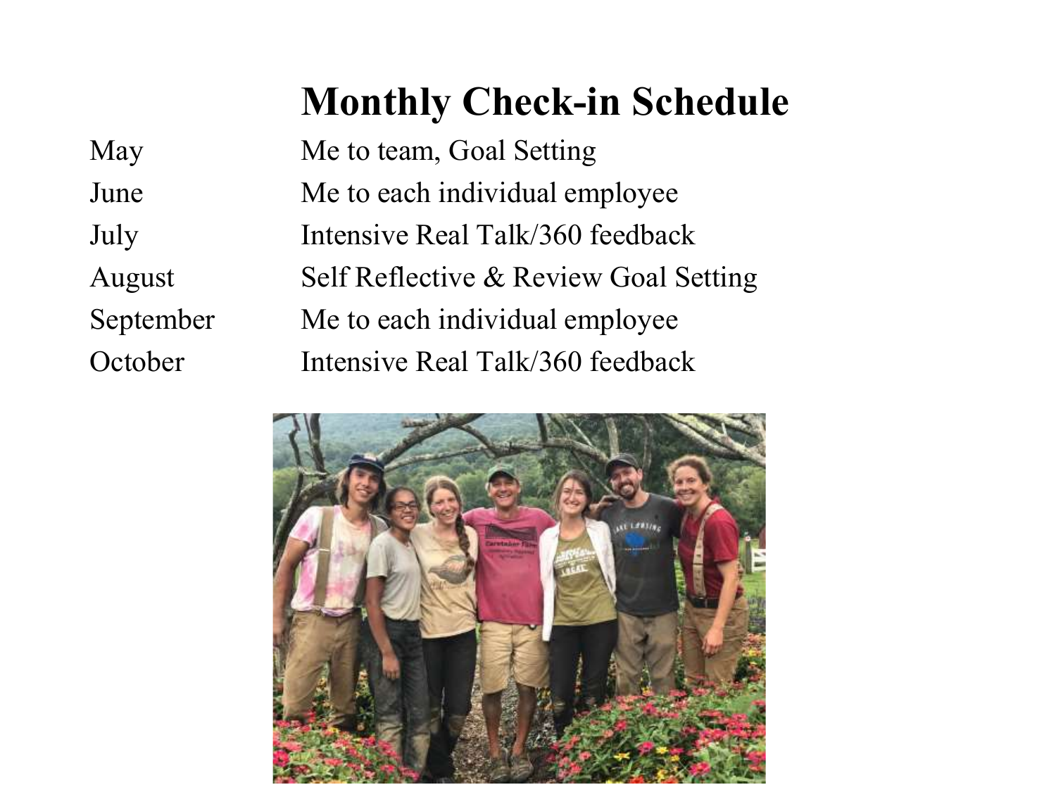# Monthly Check-in Schedule

| | |
|---|---|
| May | Me to team, Goal Setting |
| June | Me to each individual employee |
| July | Intensive Real Talk/360 feedback |
| August | Self Reflective & Review Goal Setting |
| September | Me to each individual employee |
| October | Intensive Real Talk/360 feedback |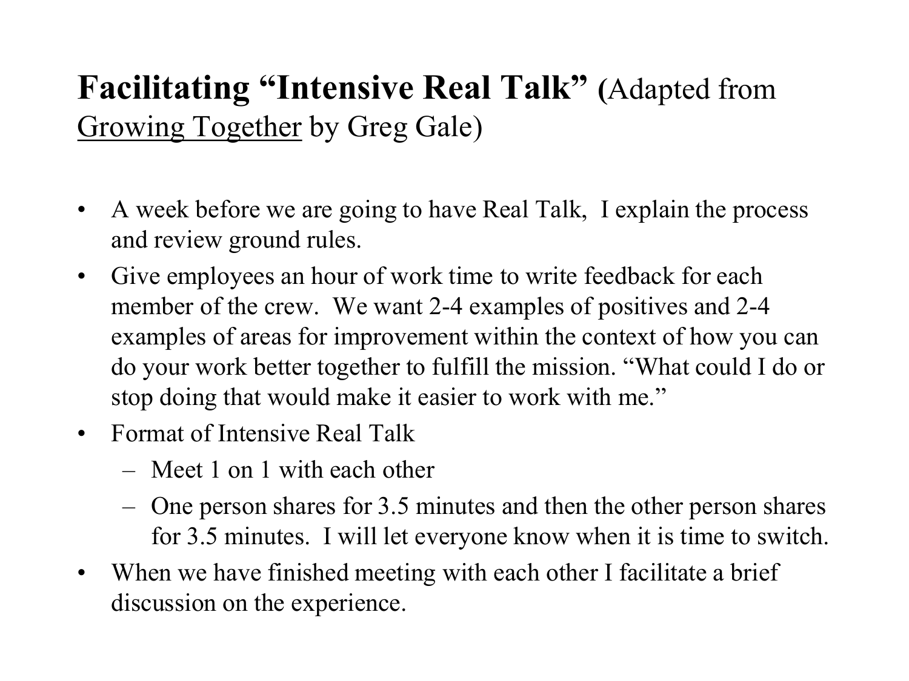# **Facilitating "Intensive Real Talk"** (Adapted from <u>Growing Together</u> by Greg Gale)

- A week before we are going to have Real Talk, I explain the process and review ground rules.
- Give employees an hour of work time to write feedback for each member of the crew. We want 2-4 examples of positives and 2-4 examples of areas for improvement within the context of how you can do your work better together to fulfill the mission. "What could I do or stop doing that would make it easier to work with me."
- Format of Intensive Real Talk
  - Meet 1 on 1 with each other
  - One person shares for 3.5 minutes and then the other person shares for 3.5 minutes. I will let everyone know when it is time to switch.
- When we have finished meeting with each other I facilitate a brief discussion on the experience.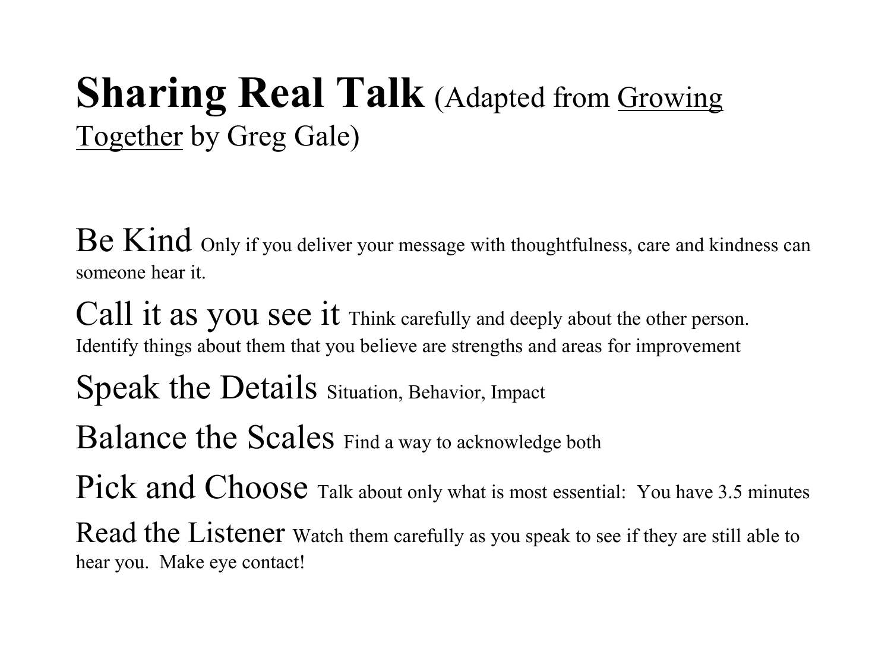# **Sharing Real Talk** (Adapted from Growing Together by Greg Gale)

**Be Kind** Only if you deliver your message with thoughtfulness, care and kindness can someone hear it.

**Call it as you see it** Think carefully and deeply about the other person. Identify things about them that you believe are strengths and areas for improvement

**Speak the Details** Situation, Behavior, Impact

**Balance the Scales** Find a way to acknowledge both

**Pick and Choose** Talk about only what is most essential: You have 3.5 minutes

**Read the Listener** Watch them carefully as you speak to see if they are still able to hear you. Make eye contact!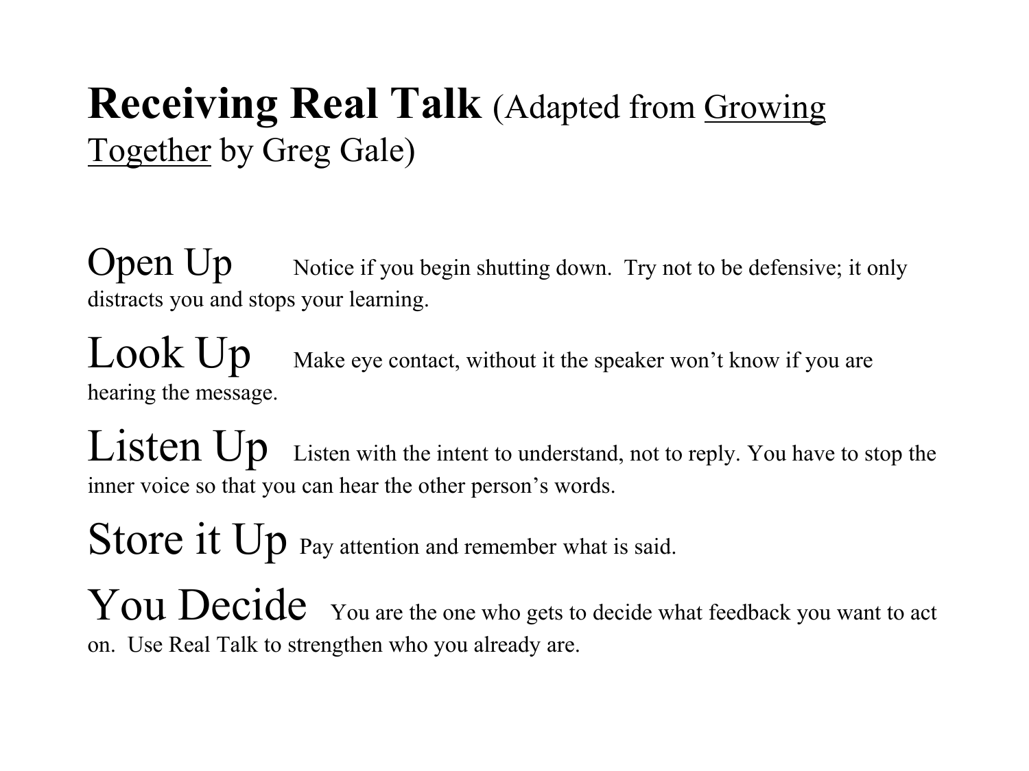# **Receiving Real Talk** (Adapted from Growing Together by Greg Gale)

**Open Up** Notice if you begin shutting down. Try not to be defensive; it only distracts you and stops your learning.

**Look Up** Make eye contact, without it the speaker won't know if you are hearing the message.

**Listen Up** Listen with the intent to understand, not to reply. You have to stop the inner voice so that you can hear the other person's words.

**Store it Up** Pay attention and remember what is said.

**You Decide** You are the one who gets to decide what feedback you want to act on. Use Real Talk to strengthen who you already are.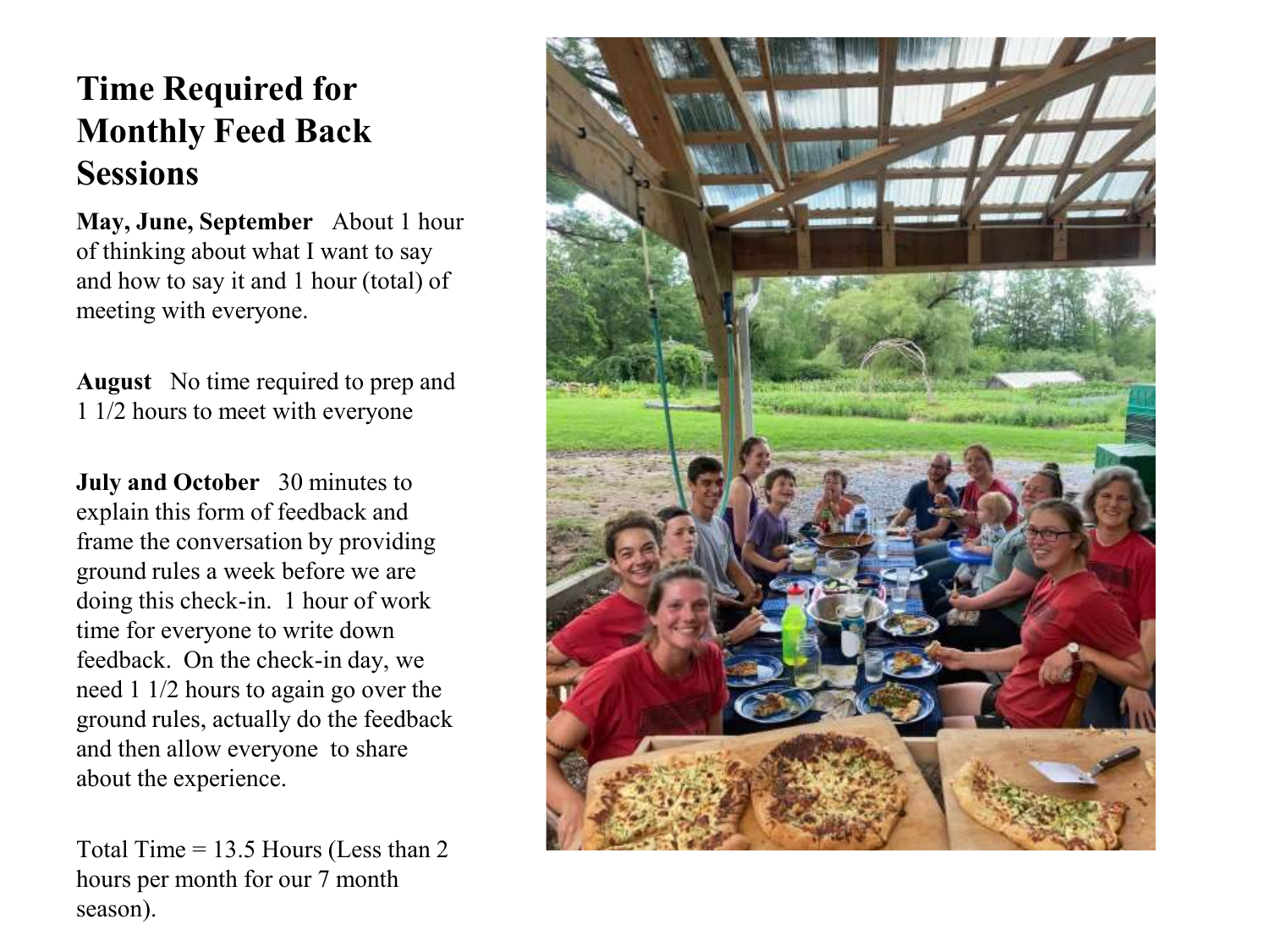# Time Required for Monthly Feed Back Sessions

**May, June, September** About 1 hour of thinking about what I want to say and how to say it and 1 hour (total) of meeting with everyone.

**August** No time required to prep and 1 1/2 hours to meet with everyone

**July and October** 30 minutes to explain this form of feedback and frame the conversation by providing ground rules a week before we are doing this check-in. 1 hour of work time for everyone to write down feedback. On the check-in day, we need 1 1/2 hours to again go over the ground rules, actually do the feedback and then allow everyone to share about the experience.

Total Time = 13.5 Hours (Less than 2 hours per month for our 7 month season).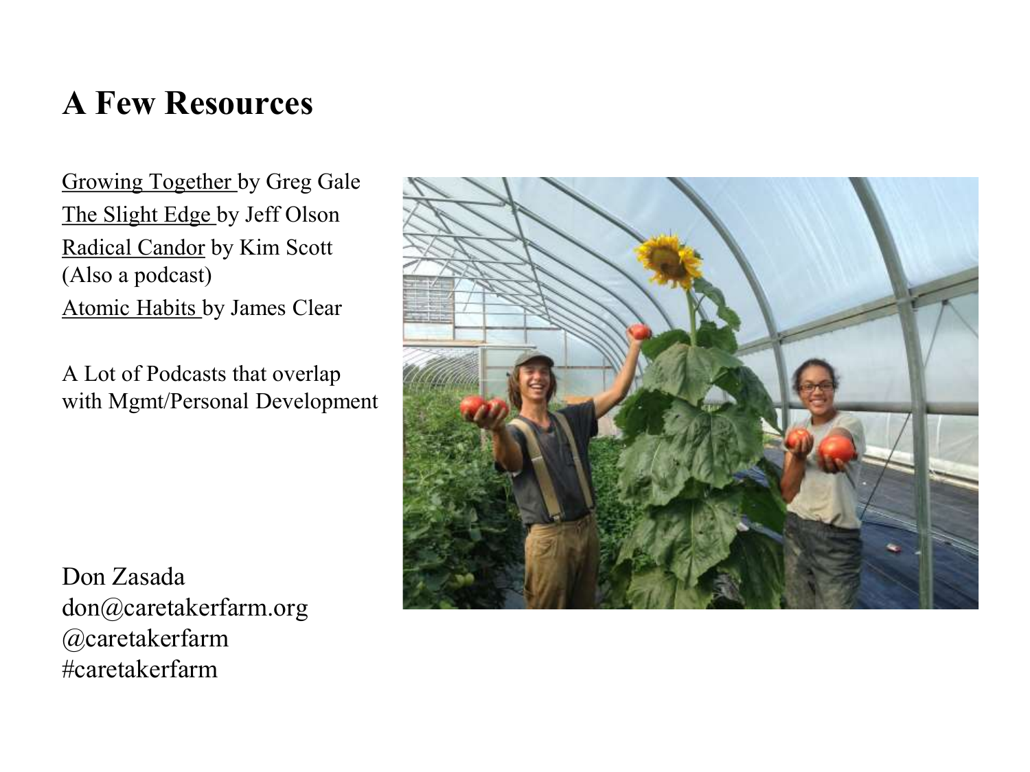# A Few Resources

Growing Together by Greg Gale
The Slight Edge by Jeff Olson
Radical Candor by Kim Scott
(Also a podcast)
Atomic Habits by James Clear

A Lot of Podcasts that overlap with Mgmt/Personal Development

Don Zasada
don@caretakerfarm.org
@caretakerfarm
#caretakerfarm